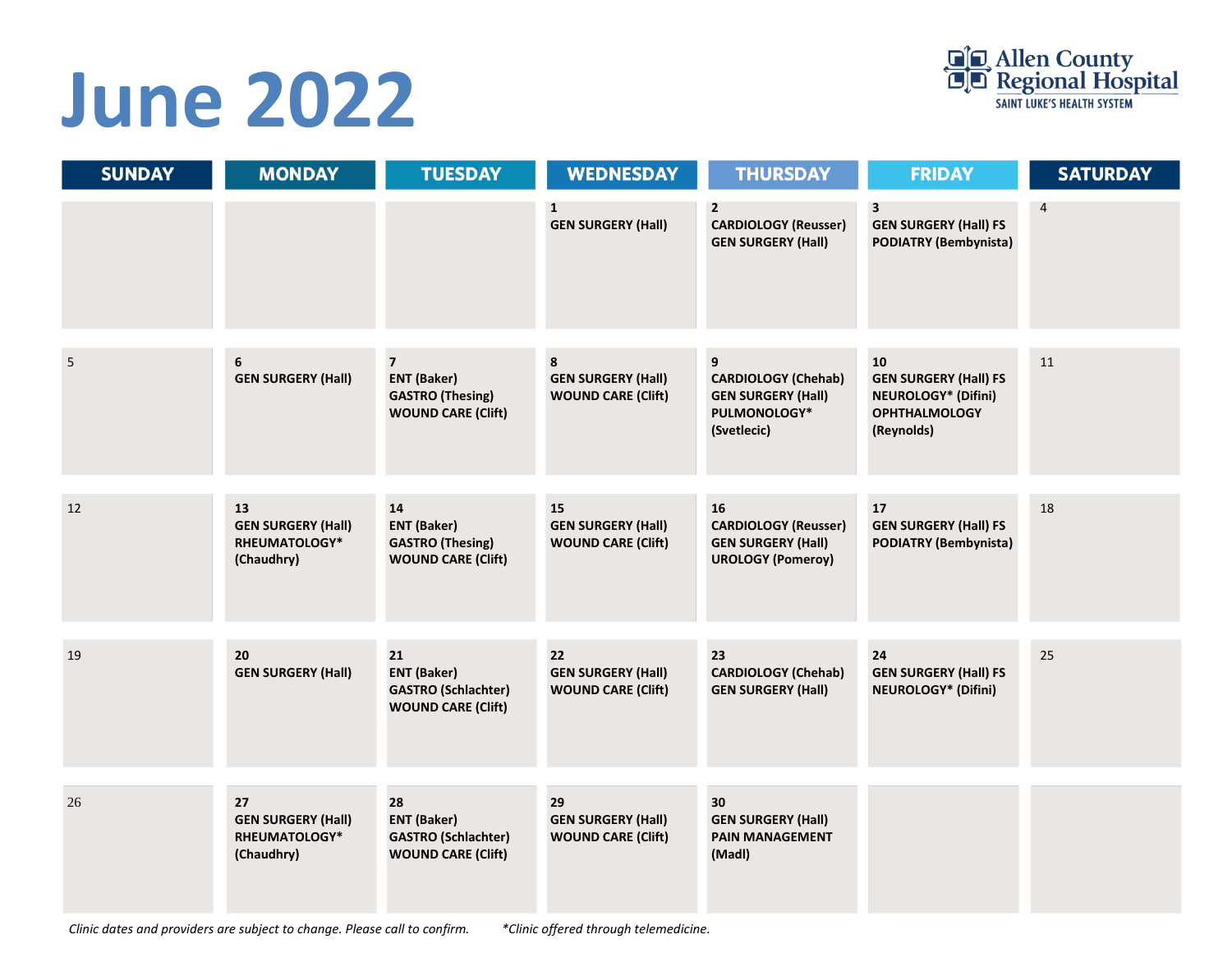# June 2022

Allen County Regional Hospital
SAINT LUKE'S HEALTH SYSTEM

| SUNDAY | MONDAY | TUESDAY | WEDNESDAY | THURSDAY | FRIDAY | SATURDAY |
|---|---|---|---|---|---|---|
| | | | **1**<br>**GEN SURGERY (Hall)** | **2**<br>**CARDIOLOGY (Reusser)**<br>**GEN SURGERY (Hall)** | **3**<br>**GEN SURGERY (Hall) FS**<br>**PODIATRY (Bembynista)** | 4 |
| 5 | **6**<br>**GEN SURGERY (Hall)** | **7**<br>**ENT (Baker)**<br>**GASTRO (Thesing)**<br>**WOUND CARE (Clift)** | **8**<br>**GEN SURGERY (Hall)**<br>**WOUND CARE (Clift)** | **9**<br>**CARDIOLOGY (Chehab)**<br>**GEN SURGERY (Hall)**<br>**PULMONOLOGY* (Svetlecic)** | **10**<br>**GEN SURGERY (Hall) FS**<br>**NEUROLOGY* (Difini)**<br>**OPHTHALMOLOGY (Reynolds)** | 11 |
| 12 | **13**<br>**GEN SURGERY (Hall)**<br>**RHEUMATOLOGY* (Chaudhry)** | **14**<br>**ENT (Baker)**<br>**GASTRO (Thesing)**<br>**WOUND CARE (Clift)** | **15**<br>**GEN SURGERY (Hall)**<br>**WOUND CARE (Clift)** | **16**<br>**CARDIOLOGY (Reusser)**<br>**GEN SURGERY (Hall)**<br>**UROLOGY (Pomeroy)** | **17**<br>**GEN SURGERY (Hall) FS**<br>**PODIATRY (Bembynista)** | 18 |
| 19 | **20**<br>**GEN SURGERY (Hall)** | **21**<br>**ENT (Baker)**<br>**GASTRO (Schlachter)**<br>**WOUND CARE (Clift)** | **22**<br>**GEN SURGERY (Hall)**<br>**WOUND CARE (Clift)** | **23**<br>**CARDIOLOGY (Chehab)**<br>**GEN SURGERY (Hall)** | **24**<br>**GEN SURGERY (Hall) FS**<br>**NEUROLOGY* (Difini)** | 25 |
| 26 | **27**<br>**GEN SURGERY (Hall)**<br>**RHEUMATOLOGY* (Chaudhry)** | **28**<br>**ENT (Baker)**<br>**GASTRO (Schlachter)**<br>**WOUND CARE (Clift)** | **29**<br>**GEN SURGERY (Hall)**<br>**WOUND CARE (Clift)** | **30**<br>**GEN SURGERY (Hall)**<br>**PAIN MANAGEMENT (Madl)** | | |

*Clinic dates and providers are subject to change. Please call to confirm.* *\*Clinic offered through telemedicine.*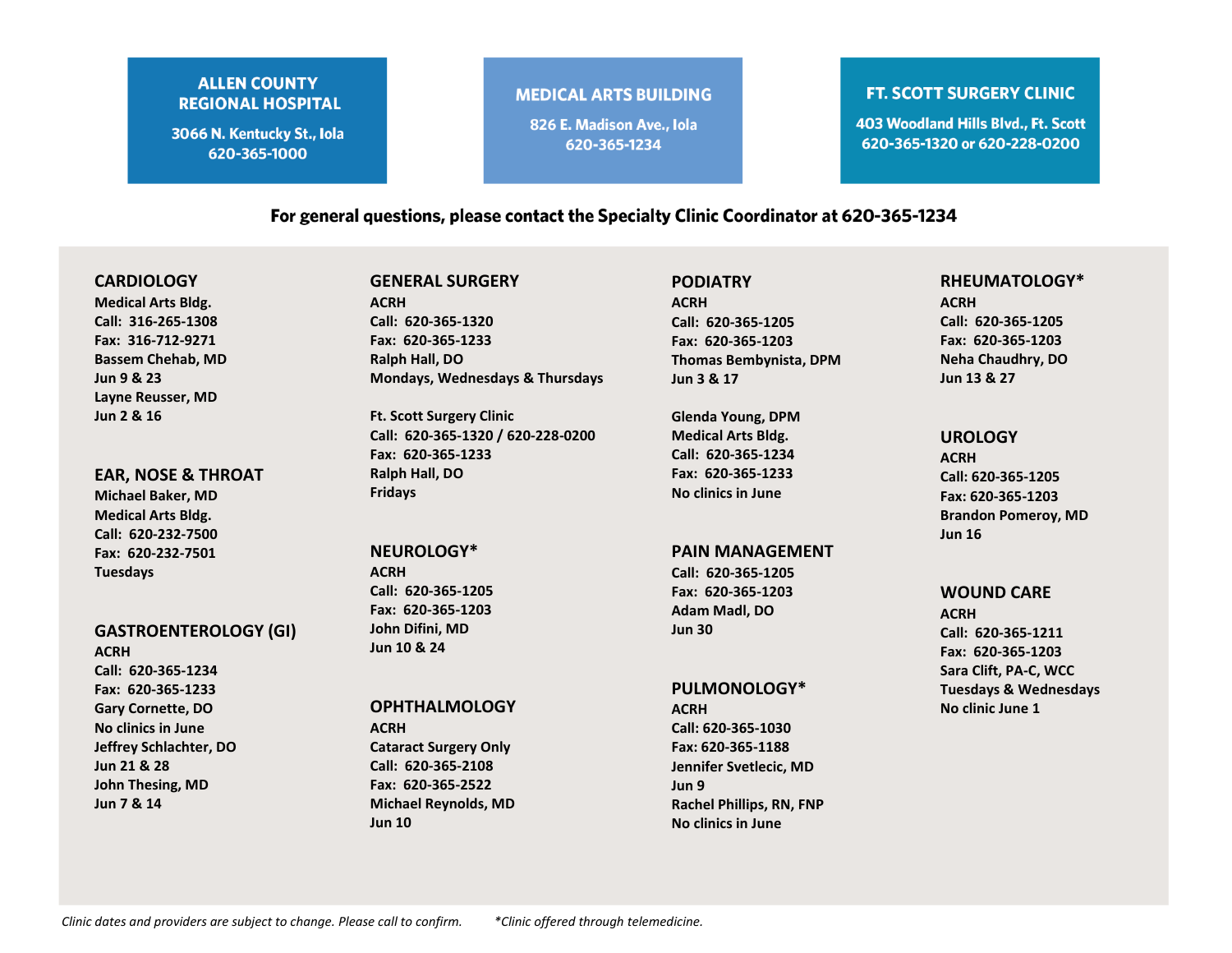**ALLEN COUNTY REGIONAL HOSPITAL**
3066 N. Kentucky St., Iola
620-365-1000

**MEDICAL ARTS BUILDING**
826 E. Madison Ave., Iola
620-365-1234

**FT. SCOTT SURGERY CLINIC**
403 Woodland Hills Blvd., Ft. Scott
620-365-1320 or 620-228-0200

**For general questions, please contact the Specialty Clinic Coordinator at 620-365-1234**

## CARDIOLOGY
Medical Arts Bldg.
Call: 316-265-1308
Fax: 316-712-9271
Bassem Chehab, MD
Jun 9 & 23
Layne Reusser, MD
Jun 2 & 16

## EAR, NOSE & THROAT
Michael Baker, MD
Medical Arts Bldg.
Call: 620-232-7500
Fax: 620-232-7501
Tuesdays

## GASTROENTEROLOGY (GI)
ACRH
Call: 620-365-1234
Fax: 620-365-1233
Gary Cornette, DO
No clinics in June
Jeffrey Schlachter, DO
Jun 21 & 28
John Thesing, MD
Jun 7 & 14

## GENERAL SURGERY
ACRH
Call: 620-365-1320
Fax: 620-365-1233
Ralph Hall, DO
Mondays, Wednesdays & Thursdays

Ft. Scott Surgery Clinic
Call: 620-365-1320 / 620-228-0200
Fax: 620-365-1233
Ralph Hall, DO
Fridays

## NEUROLOGY*
ACRH
Call: 620-365-1205
Fax: 620-365-1203
John Difini, MD
Jun 10 & 24

## OPHTHALMOLOGY
ACRH
Cataract Surgery Only
Call: 620-365-2108
Fax: 620-365-2522
Michael Reynolds, MD
Jun 10

## PODIATRY
ACRH
Call: 620-365-1205
Fax: 620-365-1203
Thomas Bembynista, DPM
Jun 3 & 17

Glenda Young, DPM
Medical Arts Bldg.
Call: 620-365-1234
Fax: 620-365-1233
No clinics in June

## PAIN MANAGEMENT
Call: 620-365-1205
Fax: 620-365-1203
Adam Madl, DO
Jun 30

## PULMONOLOGY*
ACRH
Call: 620-365-1030
Fax: 620-365-1188
Jennifer Svetlecic, MD
Jun 9
Rachel Phillips, RN, FNP
No clinics in June

## RHEUMATOLOGY*
ACRH
Call: 620-365-1205
Fax: 620-365-1203
Neha Chaudhry, DO
Jun 13 & 27

## UROLOGY
ACRH
Call: 620-365-1205
Fax: 620-365-1203
Brandon Pomeroy, MD
Jun 16

## WOUND CARE
ACRH
Call: 620-365-1211
Fax: 620-365-1203
Sara Clift, PA-C, WCC
Tuesdays & Wednesdays
No clinic June 1

*Clinic dates and providers are subject to change. Please call to confirm.* *\*Clinic offered through telemedicine.*